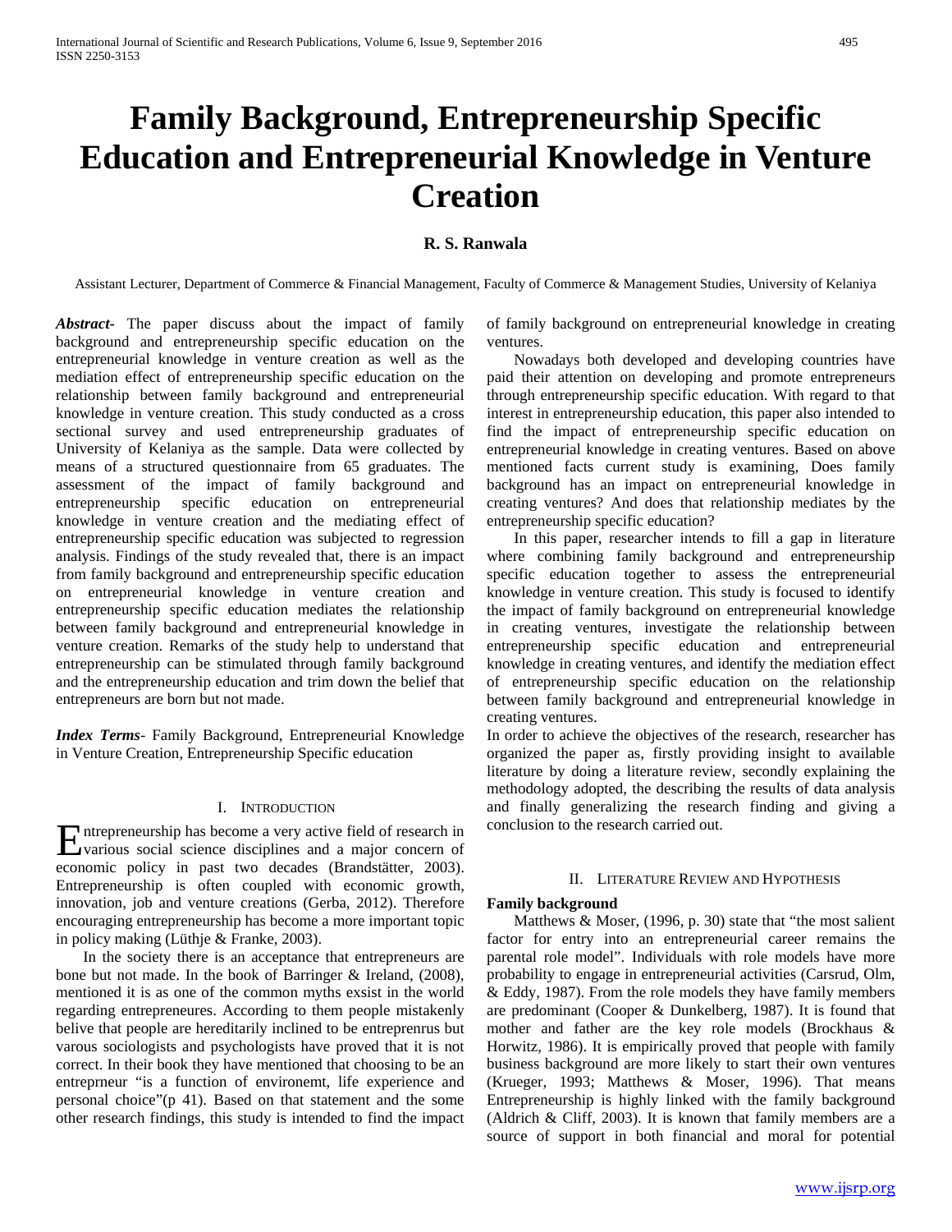# Family Background, Entrepreneurship Specific Education and Entrepreneurial Knowledge in Venture Creation

**R. S. Ranwala**

Assistant Lecturer, Department of Commerce & Financial Management, Faculty of Commerce & Management Studies, University of Kelaniya

***Abstract-*** The paper discuss about the impact of family background and entrepreneurship specific education on the entrepreneurial knowledge in venture creation as well as the mediation effect of entrepreneurship specific education on the relationship between family background and entrepreneurial knowledge in venture creation. This study conducted as a cross sectional survey and used entrepreneurship graduates of University of Kelaniya as the sample. Data were collected by means of a structured questionnaire from 65 graduates. The assessment of the impact of family background and entrepreneurship specific education on entrepreneurial knowledge in venture creation and the mediating effect of entrepreneurship specific education was subjected to regression analysis. Findings of the study revealed that, there is an impact from family background and entrepreneurship specific education on entrepreneurial knowledge in venture creation and entrepreneurship specific education mediates the relationship between family background and entrepreneurial knowledge in venture creation. Remarks of the study help to understand that entrepreneurship can be stimulated through family background and the entrepreneurship education and trim down the belief that entrepreneurs are born but not made.

***Index Terms***- Family Background, Entrepreneurial Knowledge in Venture Creation, Entrepreneurship Specific education

## I. Introduction

Entrepreneurship has become a very active field of research in various social science disciplines and a major concern of economic policy in past two decades (Brandstätter, 2003). Entrepreneurship is often coupled with economic growth, innovation, job and venture creations (Gerba, 2012). Therefore encouraging entrepreneurship has become a more important topic in policy making (Lüthje & Franke, 2003).

In the society there is an acceptance that entrepreneurs are bone but not made. In the book of Barringer & Ireland, (2008), mentioned it is as one of the common myths exsist in the world regarding entrepreneures. According to them people mistakenly belive that people are hereditarily inclined to be entreprenrus but varous sociologists and psychologists have proved that it is not correct. In their book they have mentioned that choosing to be an entreprneur "is a function of environemt, life experience and personal choice"(p 41). Based on that statement and the some other research findings, this study is intended to find the impact of family background on entrepreneurial knowledge in creating ventures.

Nowadays both developed and developing countries have paid their attention on developing and promote entrepreneurs through entrepreneurship specific education. With regard to that interest in entrepreneurship education, this paper also intended to find the impact of entrepreneurship specific education on entrepreneurial knowledge in creating ventures. Based on above mentioned facts current study is examining, Does family background has an impact on entrepreneurial knowledge in creating ventures? And does that relationship mediates by the entrepreneurship specific education?

In this paper, researcher intends to fill a gap in literature where combining family background and entrepreneurship specific education together to assess the entrepreneurial knowledge in venture creation. This study is focused to identify the impact of family background on entrepreneurial knowledge in creating ventures, investigate the relationship between entrepreneurship specific education and entrepreneurial knowledge in creating ventures, and identify the mediation effect of entrepreneurship specific education on the relationship between family background and entrepreneurial knowledge in creating ventures.

In order to achieve the objectives of the research, researcher has organized the paper as, firstly providing insight to available literature by doing a literature review, secondly explaining the methodology adopted, the describing the results of data analysis and finally generalizing the research finding and giving a conclusion to the research carried out.

## II. Literature Review and Hypothesis

**Family background**

Matthews & Moser, (1996, p. 30) state that "the most salient factor for entry into an entrepreneurial career remains the parental role model". Individuals with role models have more probability to engage in entrepreneurial activities (Carsrud, Olm, & Eddy, 1987). From the role models they have family members are predominant (Cooper & Dunkelberg, 1987). It is found that mother and father are the key role models (Brockhaus & Horwitz, 1986). It is empirically proved that people with family business background are more likely to start their own ventures (Krueger, 1993; Matthews & Moser, 1996). That means Entrepreneurship is highly linked with the family background (Aldrich & Cliff, 2003). It is known that family members are a source of support in both financial and moral for potential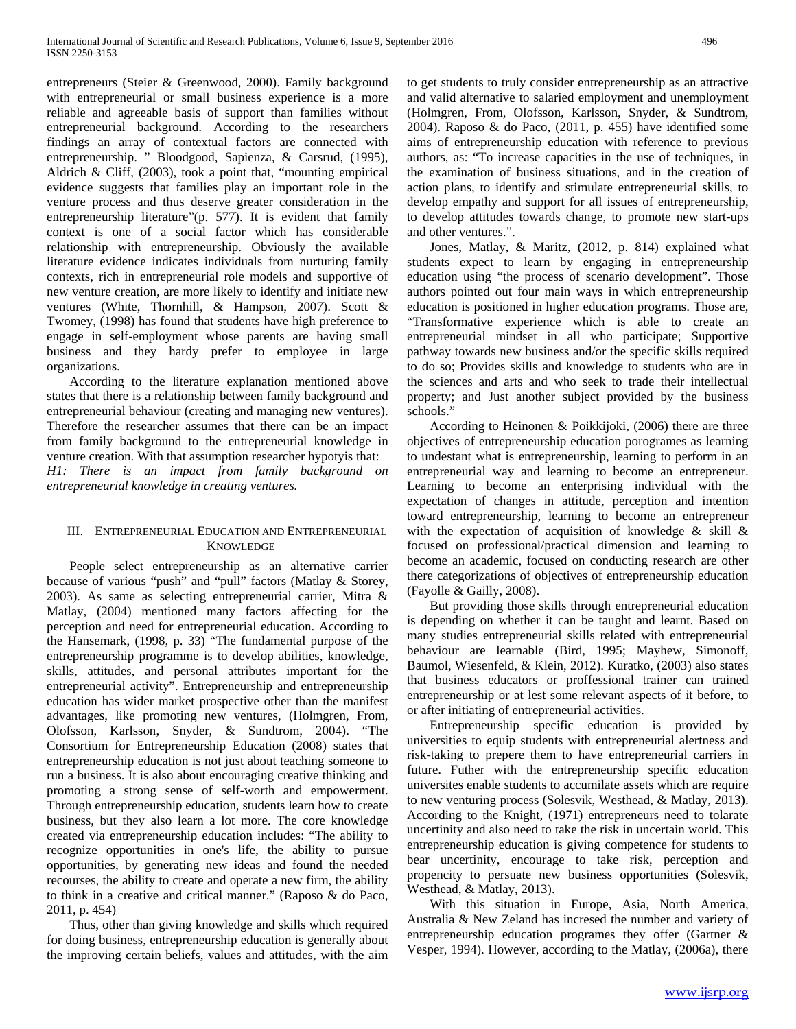entrepreneurs (Steier & Greenwood, 2000). Family background with entrepreneurial or small business experience is a more reliable and agreeable basis of support than families without entrepreneurial background. According to the researchers findings an array of contextual factors are connected with entrepreneurship. " Bloodgood, Sapienza, & Carsrud, (1995), Aldrich & Cliff, (2003), took a point that, "mounting empirical evidence suggests that families play an important role in the venture process and thus deserve greater consideration in the entrepreneurship literature"(p. 577). It is evident that family context is one of a social factor which has considerable relationship with entrepreneurship. Obviously the available literature evidence indicates individuals from nurturing family contexts, rich in entrepreneurial role models and supportive of new venture creation, are more likely to identify and initiate new ventures (White, Thornhill, & Hampson, 2007). Scott & Twomey, (1998) has found that students have high preference to engage in self-employment whose parents are having small business and they hardy prefer to employee in large organizations.

According to the literature explanation mentioned above states that there is a relationship between family background and entrepreneurial behaviour (creating and managing new ventures). Therefore the researcher assumes that there can be an impact from family background to the entrepreneurial knowledge in venture creation. With that assumption researcher hypotyis that:

*H1: There is an impact from family background on entrepreneurial knowledge in creating ventures.*

## III. Entrepreneurial Education and Entrepreneurial Knowledge

People select entrepreneurship as an alternative carrier because of various "push" and "pull" factors (Matlay & Storey, 2003). As same as selecting entrepreneurial carrier, Mitra & Matlay, (2004) mentioned many factors affecting for the perception and need for entrepreneurial education. According to the Hansemark, (1998, p. 33) "The fundamental purpose of the entrepreneurship programme is to develop abilities, knowledge, skills, attitudes, and personal attributes important for the entrepreneurial activity". Entrepreneurship and entrepreneurship education has wider market prospective other than the manifest advantages, like promoting new ventures, (Holmgren, From, Olofsson, Karlsson, Snyder, & Sundtrom, 2004). "The Consortium for Entrepreneurship Education (2008) states that entrepreneurship education is not just about teaching someone to run a business. It is also about encouraging creative thinking and promoting a strong sense of self-worth and empowerment. Through entrepreneurship education, students learn how to create business, but they also learn a lot more. The core knowledge created via entrepreneurship education includes: "The ability to recognize opportunities in one's life, the ability to pursue opportunities, by generating new ideas and found the needed recourses, the ability to create and operate a new firm, the ability to think in a creative and critical manner." (Raposo & do Paco, 2011, p. 454)

Thus, other than giving knowledge and skills which required for doing business, entrepreneurship education is generally about the improving certain beliefs, values and attitudes, with the aim to get students to truly consider entrepreneurship as an attractive and valid alternative to salaried employment and unemployment (Holmgren, From, Olofsson, Karlsson, Snyder, & Sundtrom, 2004). Raposo & do Paco, (2011, p. 455) have identified some aims of entrepreneurship education with reference to previous authors, as: "To increase capacities in the use of techniques, in the examination of business situations, and in the creation of action plans, to identify and stimulate entrepreneurial skills, to develop empathy and support for all issues of entrepreneurship, to develop attitudes towards change, to promote new start-ups and other ventures.".

Jones, Matlay, & Maritz, (2012, p. 814) explained what students expect to learn by engaging in entrepreneurship education using "the process of scenario development". Those authors pointed out four main ways in which entrepreneurship education is positioned in higher education programs. Those are, "Transformative experience which is able to create an entrepreneurial mindset in all who participate; Supportive pathway towards new business and/or the specific skills required to do so; Provides skills and knowledge to students who are in the sciences and arts and who seek to trade their intellectual property; and Just another subject provided by the business schools."

According to Heinonen & Poikkijoki, (2006) there are three objectives of entrepreneurship education porogrames as learning to undestant what is entrepreneurship, learning to perform in an entrepreneurial way and learning to become an entrepreneur. Learning to become an enterprising individual with the expectation of changes in attitude, perception and intention toward entrepreneurship, learning to become an entrepreneur with the expectation of acquisition of knowledge & skill & focused on professional/practical dimension and learning to become an academic, focused on conducting research are other there categorizations of objectives of entrepreneurship education (Fayolle & Gailly, 2008).

But providing those skills through entrepreneurial education is depending on whether it can be taught and learnt. Based on many studies entrepreneurial skills related with entrepreneurial behaviour are learnable (Bird, 1995; Mayhew, Simonoff, Baumol, Wiesenfeld, & Klein, 2012). Kuratko, (2003) also states that business educators or proffessional trainer can trained entrepreneurship or at lest some relevant aspects of it before, to or after initiating of entrepreneurial activities.

Entrepreneurship specific education is provided by universities to equip students with entrepreneurial alertness and risk-taking to prepere them to have entrepreneurial carriers in future. Futher with the entrepreneurship specific education universites enable students to accumilate assets which are require to new venturing process (Solesvik, Westhead, & Matlay, 2013). According to the Knight, (1971) entrepreneurs need to tolarate uncertinity and also need to take the risk in uncertain world. This entrepreneurship education is giving competence for students to bear uncertinity, encourage to take risk, perception and propencity to persuate new business opportunities (Solesvik, Westhead, & Matlay, 2013).

With this situation in Europe, Asia, North America, Australia & New Zeland has incresed the number and variety of entrepreneurship education programes they offer (Gartner & Vesper, 1994). However, according to the Matlay, (2006a), there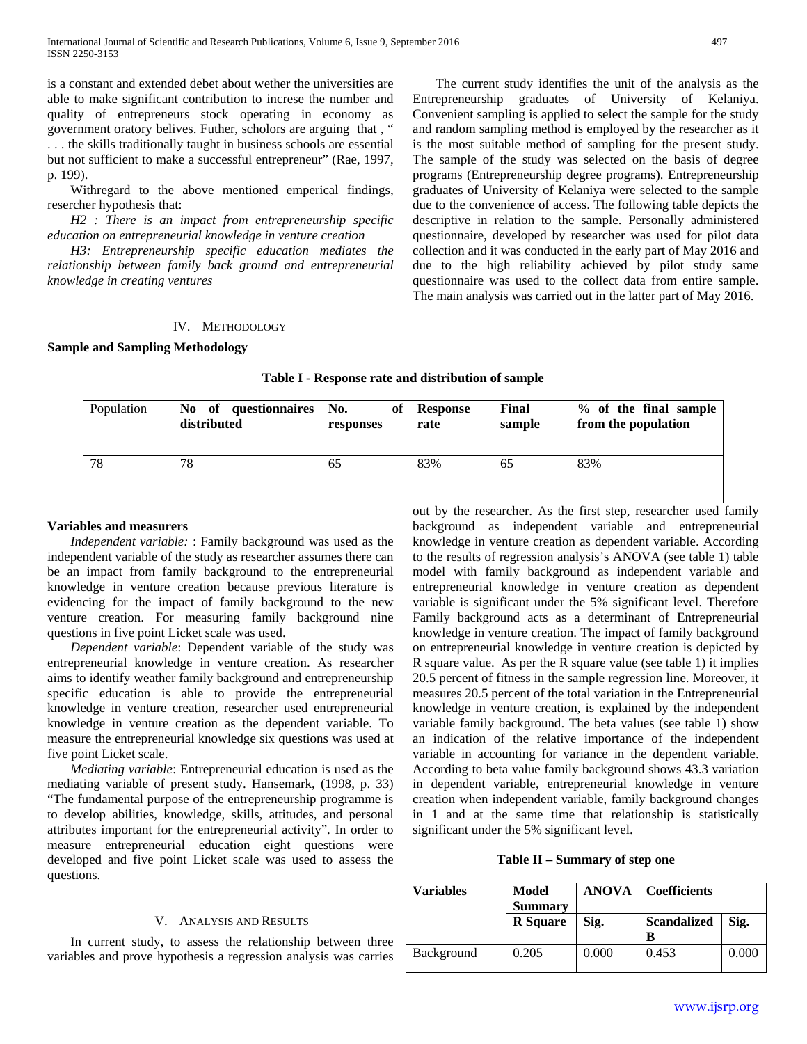is a constant and extended debet about wether the universities are able to make significant contribution to increse the number and quality of entrepreneurs stock operating in economy as government oratory belives. Futher, scholors are arguing that , " . . . the skills traditionally taught in business schools are essential but not sufficient to make a successful entrepreneur" (Rae, 1997, p. 199).

Withregard to the above mentioned emperical findings, resercher hypothesis that:

*H2 : There is an impact from entrepreneurship specific education on entrepreneurial knowledge in venture creation*

*H3: Entrepreneurship specific education mediates the relationship between family back ground and entrepreneurial knowledge in creating ventures*

## IV. Methodology

### Sample and Sampling Methodology

The current study identifies the unit of the analysis as the Entrepreneurship graduates of University of Kelaniya. Convenient sampling is applied to select the sample for the study and random sampling method is employed by the researcher as it is the most suitable method of sampling for the present study. The sample of the study was selected on the basis of degree programs (Entrepreneurship degree programs). Entrepreneurship graduates of University of Kelaniya were selected to the sample due to the convenience of access. The following table depicts the descriptive in relation to the sample. Personally administered questionnaire, developed by researcher was used for pilot data collection and it was conducted in the early part of May 2016 and due to the high reliability achieved by pilot study same questionnaire was used to the collect data from entire sample. The main analysis was carried out in the latter part of May 2016.

**Table I - Response rate and distribution of sample**

| Population | **No of questionnaires distributed** | **No. of responses** | **Response rate** | **Final sample** | **% of the final sample from the population** |
|---|---|---|---|---|---|
| 78 | 78 | 65 | 83% | 65 | 83% |

### Variables and measurers

*Independent variable:* : Family background was used as the independent variable of the study as researcher assumes there can be an impact from family background to the entrepreneurial knowledge in venture creation because previous literature is evidencing for the impact of family background to the new venture creation. For measuring family background nine questions in five point Licket scale was used.

*Dependent variable*: Dependent variable of the study was entrepreneurial knowledge in venture creation. As researcher aims to identify weather family background and entrepreneurship specific education is able to provide the entrepreneurial knowledge in venture creation, researcher used entrepreneurial knowledge in venture creation as the dependent variable. To measure the entrepreneurial knowledge six questions was used at five point Licket scale.

*Mediating variable*: Entrepreneurial education is used as the mediating variable of present study. Hansemark, (1998, p. 33) "The fundamental purpose of the entrepreneurship programme is to develop abilities, knowledge, skills, attitudes, and personal attributes important for the entrepreneurial activity". In order to measure entrepreneurial education eight questions were developed and five point Licket scale was used to assess the questions.

## V. Analysis and Results

In current study, to assess the relationship between three variables and prove hypothesis a regression analysis was carries out by the researcher. As the first step, researcher used family background as independent variable and entrepreneurial knowledge in venture creation as dependent variable. According to the results of regression analysis's ANOVA (see table 1) table model with family background as independent variable and entrepreneurial knowledge in venture creation as dependent variable is significant under the 5% significant level. Therefore Family background acts as a determinant of Entrepreneurial knowledge in venture creation. The impact of family background on entrepreneurial knowledge in venture creation is depicted by R square value. As per the R square value (see table 1) it implies 20.5 percent of fitness in the sample regression line. Moreover, it measures 20.5 percent of the total variation in the Entrepreneurial knowledge in venture creation, is explained by the independent variable family background. The beta values (see table 1) show an indication of the relative importance of the independent variable in accounting for variance in the dependent variable. According to beta value family background shows 43.3 variation in dependent variable, entrepreneurial knowledge in venture creation when independent variable, family background changes in 1 and at the same time that relationship is statistically significant under the 5% significant level.

**Table II – Summary of step one**

| **Variables** | **Model Summary** | **ANOVA** | **Coefficients** | |
|---|---|---|---|---|
| | **R Square** | **Sig.** | **Scandalized B** | **Sig.** |
| Background | 0.205 | 0.000 | 0.453 | 0.000 |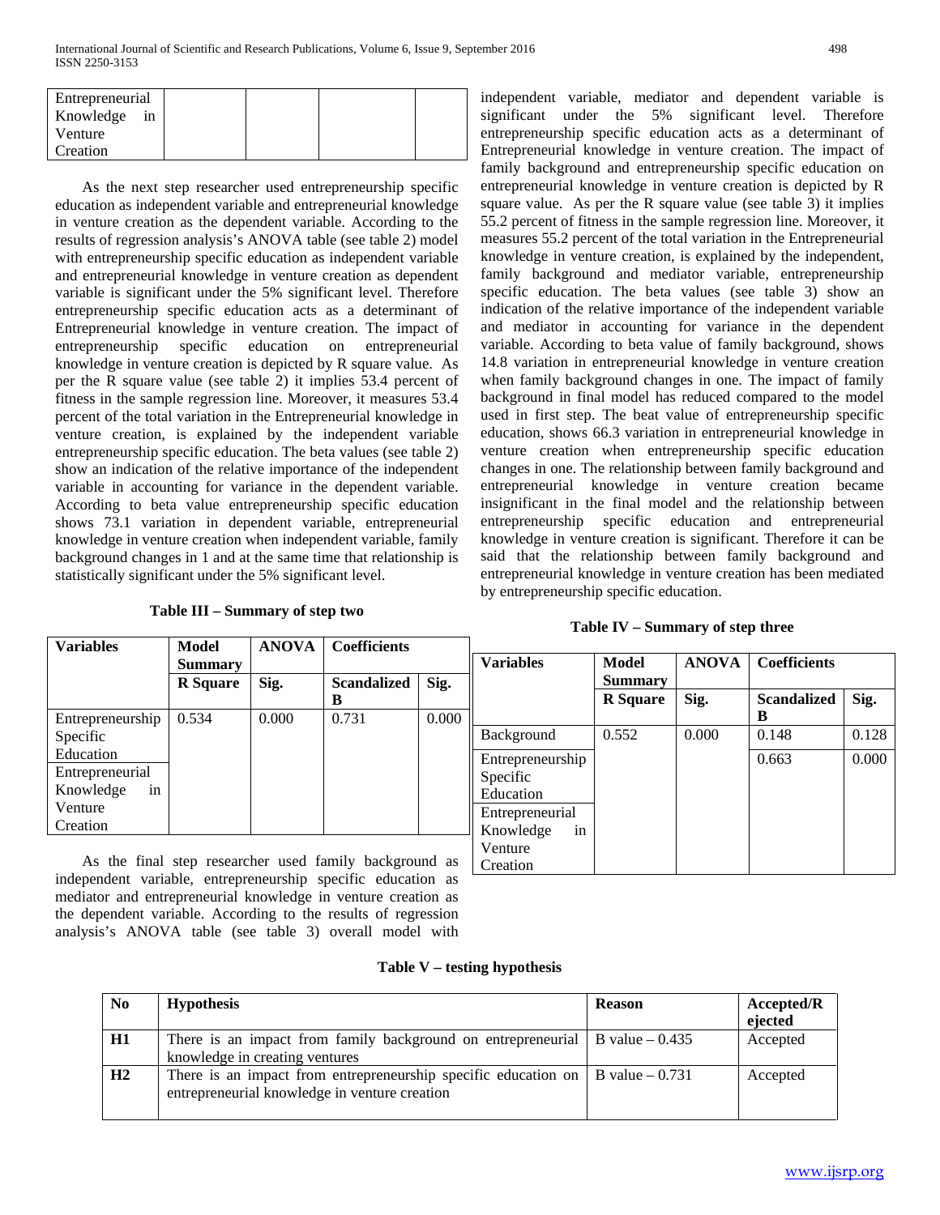| Entrepreneurial Knowledge in Venture Creation | | | | |
|---|---|---|---|---|

As the next step researcher used entrepreneurship specific education as independent variable and entrepreneurial knowledge in venture creation as the dependent variable. According to the results of regression analysis's ANOVA table (see table 2) model with entrepreneurship specific education as independent variable and entrepreneurial knowledge in venture creation as dependent variable is significant under the 5% significant level. Therefore entrepreneurship specific education acts as a determinant of Entrepreneurial knowledge in venture creation. The impact of entrepreneurship specific education on entrepreneurial knowledge in venture creation is depicted by R square value. As per the R square value (see table 2) it implies 53.4 percent of fitness in the sample regression line. Moreover, it measures 53.4 percent of the total variation in the Entrepreneurial knowledge in venture creation, is explained by the independent variable entrepreneurship specific education. The beta values (see table 2) show an indication of the relative importance of the independent variable in accounting for variance in the dependent variable. According to beta value entrepreneurship specific education shows 73.1 variation in dependent variable, entrepreneurial knowledge in venture creation when independent variable, family background changes in 1 and at the same time that relationship is statistically significant under the 5% significant level.

**Table III – Summary of step two**

| Variables | Model Summary | ANOVA | Coefficients | |
|---|---|---|---|---|
| | R Square | Sig. | Scandalized B | Sig. |
| Entrepreneurship Specific Education | 0.534 | 0.000 | 0.731 | 0.000 |
| Entrepreneurial Knowledge in Venture Creation | | | | |

As the final step researcher used family background as independent variable, entrepreneurship specific education as mediator and entrepreneurial knowledge in venture creation as the dependent variable. According to the results of regression analysis's ANOVA table (see table 3) overall model with independent variable, mediator and dependent variable is significant under the 5% significant level. Therefore entrepreneurship specific education acts as a determinant of Entrepreneurial knowledge in venture creation. The impact of family background and entrepreneurship specific education on entrepreneurial knowledge in venture creation is depicted by R square value. As per the R square value (see table 3) it implies 55.2 percent of fitness in the sample regression line. Moreover, it measures 55.2 percent of the total variation in the Entrepreneurial knowledge in venture creation, is explained by the independent, family background and mediator variable, entrepreneurship specific education. The beta values (see table 3) show an indication of the relative importance of the independent variable and mediator in accounting for variance in the dependent variable. According to beta value of family background, shows 14.8 variation in entrepreneurial knowledge in venture creation when family background changes in one. The impact of family background in final model has reduced compared to the model used in first step. The beat value of entrepreneurship specific education, shows 66.3 variation in entrepreneurial knowledge in venture creation when entrepreneurship specific education changes in one. The relationship between family background and entrepreneurial knowledge in venture creation became insignificant in the final model and the relationship between entrepreneurship specific education and entrepreneurial knowledge in venture creation is significant. Therefore it can be said that the relationship between family background and entrepreneurial knowledge in venture creation has been mediated by entrepreneurship specific education.

**Table IV – Summary of step three**

| Variables | Model Summary | ANOVA | Coefficients | |
|---|---|---|---|---|
| | R Square | Sig. | Scandalized B | Sig. |
| Background | 0.552 | 0.000 | 0.148 | 0.128 |
| Entrepreneurship Specific Education | | | 0.663 | 0.000 |
| Entrepreneurial Knowledge in Venture Creation | | | | |

**Table V – testing hypothesis**

| No | Hypothesis | Reason | Accepted/Rejected |
|---|---|---|---|
| **H1** | There is an impact from family background on entrepreneurial knowledge in creating ventures | B value – 0.435 | Accepted |
| **H2** | There is an impact from entrepreneurship specific education on entrepreneurial knowledge in venture creation | B value – 0.731 | Accepted |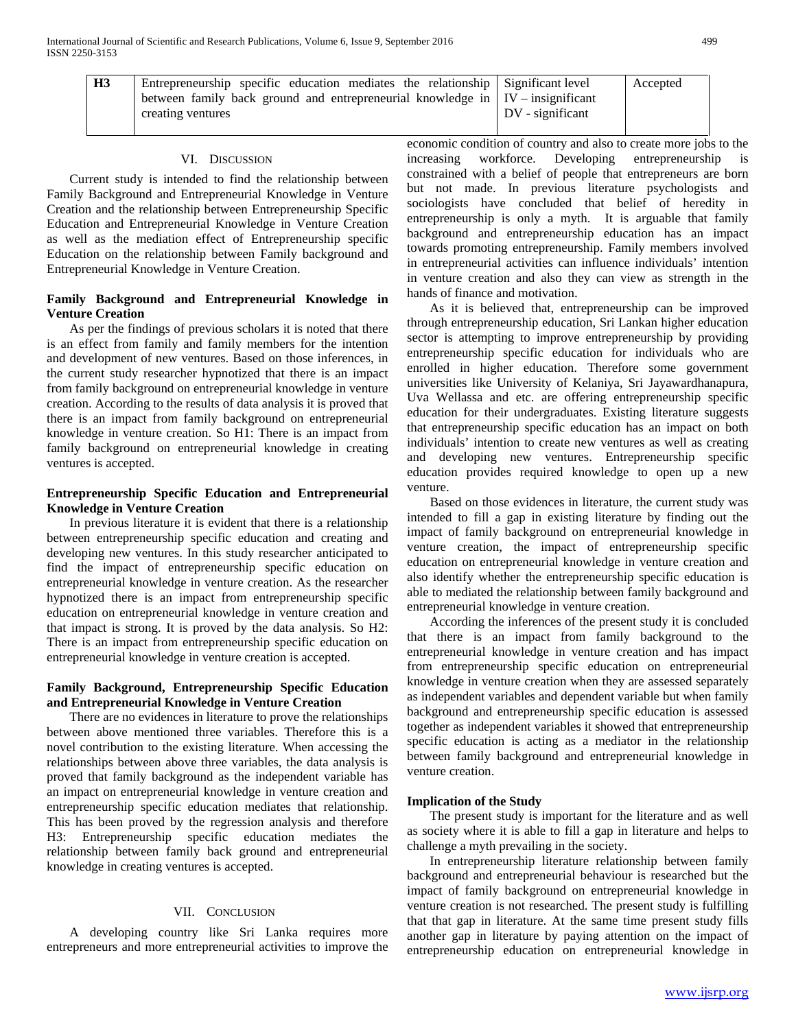| H3 | Entrepreneurship specific education mediates the relationship between family back ground and entrepreneurial knowledge in creating ventures | Significant level IV – insignificant DV - significant | Accepted |
|---|---|---|---|

## VI. Discussion

Current study is intended to find the relationship between Family Background and Entrepreneurial Knowledge in Venture Creation and the relationship between Entrepreneurship Specific Education and Entrepreneurial Knowledge in Venture Creation as well as the mediation effect of Entrepreneurship specific Education on the relationship between Family background and Entrepreneurial Knowledge in Venture Creation.

### Family Background and Entrepreneurial Knowledge in Venture Creation

As per the findings of previous scholars it is noted that there is an effect from family and family members for the intention and development of new ventures. Based on those inferences, in the current study researcher hypnotized that there is an impact from family background on entrepreneurial knowledge in venture creation. According to the results of data analysis it is proved that there is an impact from family background on entrepreneurial knowledge in venture creation. So H1: There is an impact from family background on entrepreneurial knowledge in creating ventures is accepted.

### Entrepreneurship Specific Education and Entrepreneurial Knowledge in Venture Creation

In previous literature it is evident that there is a relationship between entrepreneurship specific education and creating and developing new ventures. In this study researcher anticipated to find the impact of entrepreneurship specific education on entrepreneurial knowledge in venture creation. As the researcher hypnotized there is an impact from entrepreneurship specific education on entrepreneurial knowledge in venture creation and that impact is strong. It is proved by the data analysis. So H2: There is an impact from entrepreneurship specific education on entrepreneurial knowledge in venture creation is accepted.

### Family Background, Entrepreneurship Specific Education and Entrepreneurial Knowledge in Venture Creation

There are no evidences in literature to prove the relationships between above mentioned three variables. Therefore this is a novel contribution to the existing literature. When accessing the relationships between above three variables, the data analysis is proved that family background as the independent variable has an impact on entrepreneurial knowledge in venture creation and entrepreneurship specific education mediates that relationship. This has been proved by the regression analysis and therefore H3: Entrepreneurship specific education mediates the relationship between family back ground and entrepreneurial knowledge in creating ventures is accepted.

## VII. Conclusion

A developing country like Sri Lanka requires more entrepreneurs and more entrepreneurial activities to improve the economic condition of country and also to create more jobs to the increasing workforce. Developing entrepreneurship is constrained with a belief of people that entrepreneurs are born but not made. In previous literature psychologists and sociologists have concluded that belief of heredity in entrepreneurship is only a myth. It is arguable that family background and entrepreneurship education has an impact towards promoting entrepreneurship. Family members involved in entrepreneurial activities can influence individuals' intention in venture creation and also they can view as strength in the hands of finance and motivation.

As it is believed that, entrepreneurship can be improved through entrepreneurship education, Sri Lankan higher education sector is attempting to improve entrepreneurship by providing entrepreneurship specific education for individuals who are enrolled in higher education. Therefore some government universities like University of Kelaniya, Sri Jayawardhanapura, Uva Wellassa and etc. are offering entrepreneurship specific education for their undergraduates. Existing literature suggests that entrepreneurship specific education has an impact on both individuals' intention to create new ventures as well as creating and developing new ventures. Entrepreneurship specific education provides required knowledge to open up a new venture.

Based on those evidences in literature, the current study was intended to fill a gap in existing literature by finding out the impact of family background on entrepreneurial knowledge in venture creation, the impact of entrepreneurship specific education on entrepreneurial knowledge in venture creation and also identify whether the entrepreneurship specific education is able to mediated the relationship between family background and entrepreneurial knowledge in venture creation.

According the inferences of the present study it is concluded that there is an impact from family background to the entrepreneurial knowledge in venture creation and has impact from entrepreneurship specific education on entrepreneurial knowledge in venture creation when they are assessed separately as independent variables and dependent variable but when family background and entrepreneurship specific education is assessed together as independent variables it showed that entrepreneurship specific education is acting as a mediator in the relationship between family background and entrepreneurial knowledge in venture creation.

### Implication of the Study

The present study is important for the literature and as well as society where it is able to fill a gap in literature and helps to challenge a myth prevailing in the society.

In entrepreneurship literature relationship between family background and entrepreneurial behaviour is researched but the impact of family background on entrepreneurial knowledge in venture creation is not researched. The present study is fulfilling that that gap in literature. At the same time present study fills another gap in literature by paying attention on the impact of entrepreneurship education on entrepreneurial knowledge in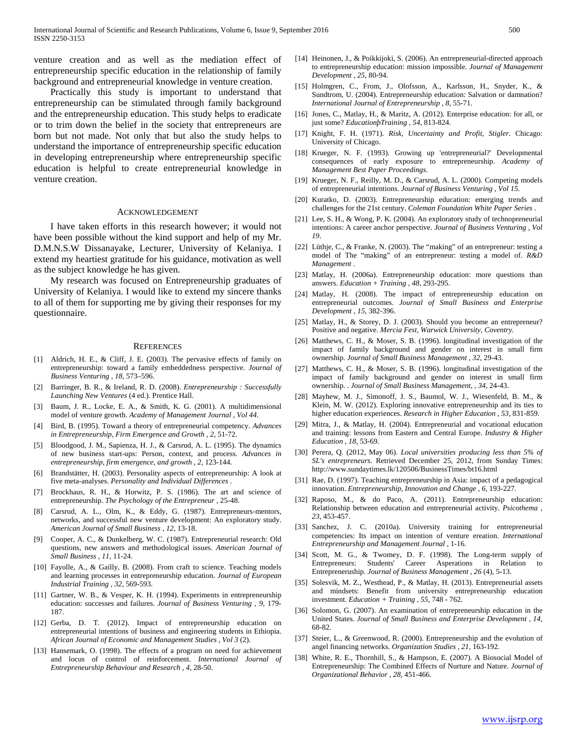venture creation and as well as the mediation effect of entrepreneurship specific education in the relationship of family background and entrepreneurial knowledge in venture creation.

Practically this study is important to understand that entrepreneurship can be stimulated through family background and the entrepreneurship education. This study helps to eradicate or to trim down the belief in the society that entrepreneurs are born but not made. Not only that but also the study helps to understand the importance of entrepreneurship specific education in developing entrepreneurship where entrepreneurship specific education is helpful to create entrepreneurial knowledge in venture creation.

## ACKNOWLEDGEMENT

I have taken efforts in this research however; it would not have been possible without the kind support and help of my Mr. D.M.N.S.W Dissanayake, Lecturer, University of Kelaniya. I extend my heartiest gratitude for his guidance, motivation as well as the subject knowledge he has given.

My research was focused on Entrepreneurship graduates of University of Kelaniya. I would like to extend my sincere thanks to all of them for supporting me by giving their responses for my questionnaire.

## REFERENCES

[1] Aldrich, H. E., & Cliff, J. E. (2003). The pervasive effects of family on entrepreneurship: toward a family embeddedness perspective. *Journal of Business Venturing , 18*, 573–596.

[2] Barringer, B. R., & Ireland, R. D. (2008). *Entrepreneurship : Successfully Launching New Ventures* (4 ed.). Prentice Hall.

[3] Baum, J. R., Locke, E. A., & Smith, K. G. (2001). A multidimensional model of venture growth. *Academy of Management Journal , Vol 44*.

[4] Bird, B. (1995). Toward a theory of entrepreneurial competency. *Advances in Entrepreneurship, Firm Emergence and Growth , 2*, 51-72.

[5] Bloodgood, J. M., Sapienza, H. J., & Carsrud, A. L. (1995). The dynamics of new business start-ups: Person, context, and process. *Advances in entrepreneurship, firm emergence, and growth , 2*, 123-144.

[6] Brandstätter, H. (2003). Personality aspects of entrepreneurship: A look at five meta-analyses. *Personality and Individual Differences* .

[7] Brockhaus, R. H., & Horwitz, P. S. (1986). The art and science of entrepreneurship. *The Psychology of the Entrepreneur* , 25-48.

[8] Carsrud, A. L., Olm, K., & Eddy, G. (1987). Entrepreneurs-mentors, networks, and successful new venture development: An exploratory study. *American Journal of Small Business , 12*, 13-18.

[9] Cooper, A. C., & Dunkelberg, W. C. (1987). Entrepreneurial research: Old questions, new answers and methodological issues. *American Journal of Small Business , 11*, 11-24.

[10] Fayolle, A., & Gailly, B. (2008). From craft to science. Teaching models and learning processes in entrepreneurship education. *Journal of European Industrial Training , 32*, 569-593.

[11] Gartner, W. B., & Vesper, K. H. (1994). Experiments in entrepreneurship education: successes and failures. *Journal of Business Venturing , 9*, 179-187.

[12] Gerba, D. T. (2012). Impact of entrepreneurship education on entrepreneurial intentions of business and engineering students in Ethiopia. *African Journal of Economic and Management Studies , Vol 3* (2).

[13] Hansemark, O. (1998). The effects of a program on need for achievement and locus of control of reinforcement. *International Journal of Entrepreneurship Behaviour and Research , 4*, 28-50.

[14] Heinonen, J., & Poikkijoki, S. (2006). An entrepreneurial-directed approach to entrepreneurship education: mission impossible. *Journal of Management Development , 25*, 80-94.

[15] Holmgren, C., From, J., Olofsson, A., Karlsson, H., Snyder, K., & Sundtrom, U. (2004). Entrepreneurship education: Salvation or damnation? *International Journal of Entrepreneurship , 8*, 55-71.

[16] Jones, C., Matlay, H., & Maritz, A. (2012). Enterprise education: for all, or just some? *EducationþTraining , 54*, 813-824.

[17] Knight, F. H. (1971). *Risk, Uncertainty and Profit, Stigler*. Chicago: University of Chicago.

[18] Krueger, N. F. (1993). Growing up 'entrepreneurial?' Developmental consequences of early exposure to entrepreneurship. *Academy of Management Best Paper Proceedings.*

[19] Krueger, N. F., Reilly, M. D., & Carsrud, A. L. (2000). Competing models of entrepreneurial intentions. *Journal of Business Venturing , Vol 15*.

[20] Kuratko, D. (2003). Entrepreneurship education: emerging trends and challenges for the 21st century. *Coleman Foundation White Paper Series* .

[21] Lee, S. H., & Wong, P. K. (2004). An exploratory study of technopreneurial intentions: A career anchor perspective. *Journal of Business Venturing , Vol 19*.

[22] Lüthje, C., & Franke, N. (2003). The "making" of an entrepreneur: testing a model of The "making" of an entrepreneur: testing a model of. *R&D Management* .

[23] Matlay, H. (2006a). Entrepreneurship education: more questions than answers. *Education + Training , 48*, 293-295.

[24] Matlay, H. (2008). The impact of entrepreneurship education on entrepreneurial outcomes. *Journal of Small Business and Enterprise Development , 15*, 382-396.

[25] Matlay, H., & Storey, D. J. (2003). Should you become an entrepreneur? Positive and negative. *Mercia Fest, Warwick University, Coventry.*

[26] Matthews, C. H., & Moser, S. B. (1996). longitudinal investigation of the impact of family background and gender on interest in small firm ownership. *Journal of Small Business Management , 32*, 29-43.

[27] Matthews, C. H., & Moser, S. B. (1996). longitudinal investigation of the impact of family background and gender on interest in small firm ownership. . *Journal of Small Business Management, , 34*, 24-43.

[28] Mayhew, M. J., Simonoff, J. S., Baumol, W. J., Wiesenfeld, B. M., & Klein, M. W. (2012). Exploring innovative entrepreneurship and its ties to higher education experiences. *Research in Higher Education , 53*, 831-859.

[29] Mitra, J., & Matlay, H. (2004). Entrepreneurial and vocational education and training: lessons from Eastern and Central Europe. *Industry & Higher Education , 18*, 53-69.

[30] Perera, Q. (2012, May 06). *Local universities producing less than 5% of SL's entrepreneurs.* Retrieved December 25, 2012, from Sunday Times: http://www.sundaytimes.lk/120506/BusinessTimes/bt16.html

[31] Rae, D. (1997). Teaching entrepreneurship in Asia: impact of a pedagogical innovation. *Entrepreneurship, Innovation and Change , 6*, 193-227.

[32] Raposo, M., & do Paco, A. (2011). Entrepreneurship education: Relationship between education and entrepreneurial activity. *Psicothema , 23*, 453-457.

[33] Sanchez, J. C. (2010a). University training for entrepreneurial competencies: Its impact on intention of venture ereation. *International Entrepreneurship and Management Journal* , 1-16.

[34] Scott, M. G., & Twomey, D. F. (1998). The Long-term supply of Entrepreneurs: Students' Career Asperations in Relation to Entrepreneruship. *Journal of Business Management , 26* (4), 5-13.

[35] Solesvik, M. Z., Westhead, P., & Matlay, H. (2013). Entrepreneurial assets and mindsets: Benefit from university entrepreneurship education investment. *Education + Training , 55*, 748 - 762.

[36] Solomon, G. (2007). An examination of entrepreneurship education in the United States. *Journal of Small Business and Enterprise Development , 14*, 68-82.

[37] Steier, L., & Greenwood, R. (2000). Entrepreneurship and the evolution of angel financing networks. *Organization Studies , 21*, 163-192.

[38] White, R. E., Thornhill, S., & Hampson, E. (2007). A Biosocial Model of Entrepreneurship: The Combined Effects of Nurture and Nature. *Journal of Organizational Behavior , 28*, 451-466.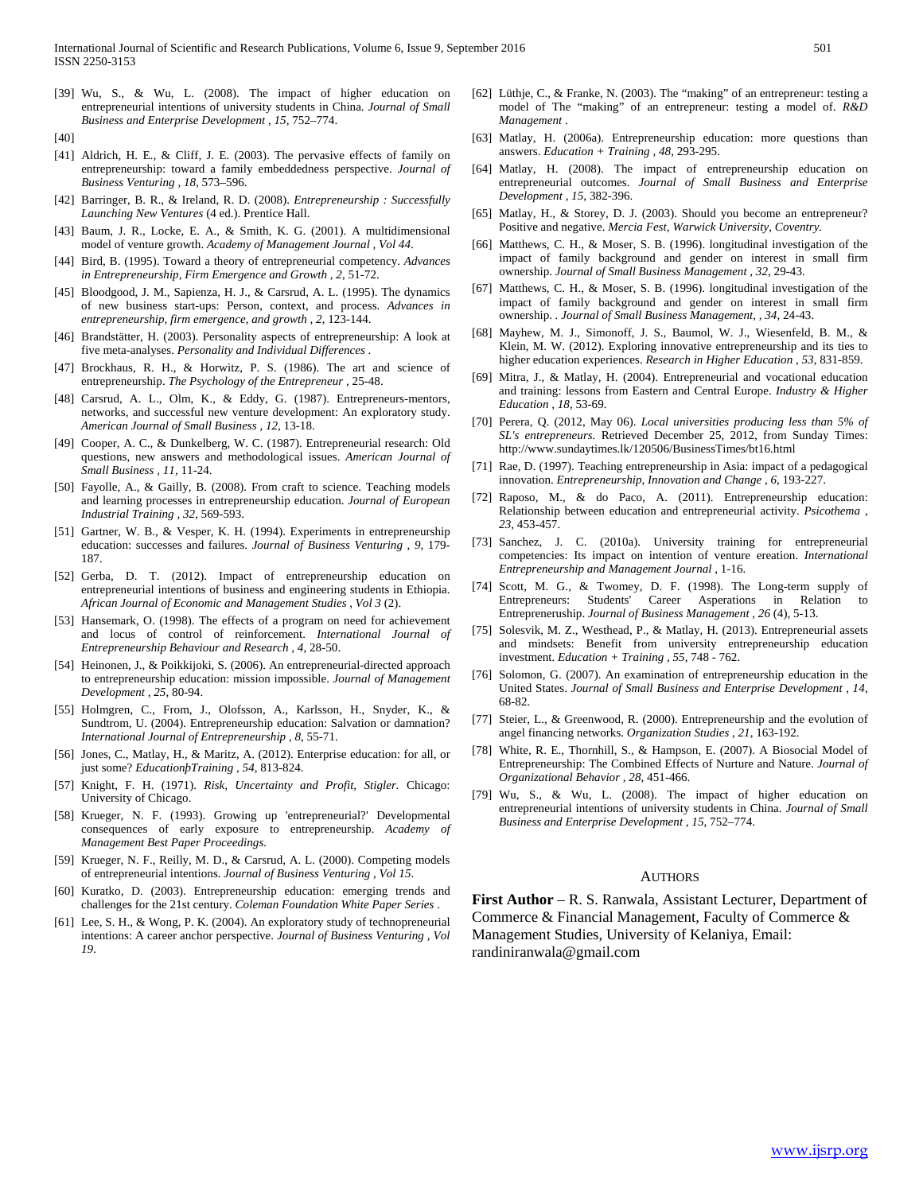[39] Wu, S., & Wu, L. (2008). The impact of higher education on entrepreneurial intentions of university students in China. *Journal of Small Business and Enterprise Development , 15*, 752–774.

[40]

[41] Aldrich, H. E., & Cliff, J. E. (2003). The pervasive effects of family on entrepreneurship: toward a family embeddedness perspective. *Journal of Business Venturing , 18*, 573–596.

[42] Barringer, B. R., & Ireland, R. D. (2008). *Entrepreneurship : Successfully Launching New Ventures* (4 ed.). Prentice Hall.

[43] Baum, J. R., Locke, E. A., & Smith, K. G. (2001). A multidimensional model of venture growth. *Academy of Management Journal , Vol 44*.

[44] Bird, B. (1995). Toward a theory of entrepreneurial competency. *Advances in Entrepreneurship, Firm Emergence and Growth , 2*, 51-72.

[45] Bloodgood, J. M., Sapienza, H. J., & Carsrud, A. L. (1995). The dynamics of new business start-ups: Person, context, and process. *Advances in entrepreneurship, firm emergence, and growth , 2*, 123-144.

[46] Brandstätter, H. (2003). Personality aspects of entrepreneurship: A look at five meta-analyses. *Personality and Individual Differences* .

[47] Brockhaus, R. H., & Horwitz, P. S. (1986). The art and science of entrepreneurship. *The Psychology of the Entrepreneur* , 25-48.

[48] Carsrud, A. L., Olm, K., & Eddy, G. (1987). Entrepreneurs-mentors, networks, and successful new venture development: An exploratory study. *American Journal of Small Business , 12*, 13-18.

[49] Cooper, A. C., & Dunkelberg, W. C. (1987). Entrepreneurial research: Old questions, new answers and methodological issues. *American Journal of Small Business , 11*, 11-24.

[50] Fayolle, A., & Gailly, B. (2008). From craft to science. Teaching models and learning processes in entrepreneurship education. *Journal of European Industrial Training , 32*, 569-593.

[51] Gartner, W. B., & Vesper, K. H. (1994). Experiments in entrepreneurship education: successes and failures. *Journal of Business Venturing , 9*, 179-187.

[52] Gerba, D. T. (2012). Impact of entrepreneurship education on entrepreneurial intentions of business and engineering students in Ethiopia. *African Journal of Economic and Management Studies , Vol 3* (2).

[53] Hansemark, O. (1998). The effects of a program on need for achievement and locus of control of reinforcement. *International Journal of Entrepreneurship Behaviour and Research , 4*, 28-50.

[54] Heinonen, J., & Poikkijoki, S. (2006). An entrepreneurial-directed approach to entrepreneurship education: mission impossible. *Journal of Management Development , 25*, 80-94.

[55] Holmgren, C., From, J., Olofsson, A., Karlsson, H., Snyder, K., & Sundtrom, U. (2004). Entrepreneurship education: Salvation or damnation? *International Journal of Entrepreneurship , 8*, 55-71.

[56] Jones, C., Matlay, H., & Maritz, A. (2012). Enterprise education: for all, or just some? *EducationþTraining , 54*, 813-824.

[57] Knight, F. H. (1971). *Risk, Uncertainty and Profit, Stigler.* Chicago: University of Chicago.

[58] Krueger, N. F. (1993). Growing up 'entrepreneurial?' Developmental consequences of early exposure to entrepreneurship. *Academy of Management Best Paper Proceedings.*

[59] Krueger, N. F., Reilly, M. D., & Carsrud, A. L. (2000). Competing models of entrepreneurial intentions. *Journal of Business Venturing , Vol 15*.

[60] Kuratko, D. (2003). Entrepreneurship education: emerging trends and challenges for the 21st century. *Coleman Foundation White Paper Series* .

[61] Lee, S. H., & Wong, P. K. (2004). An exploratory study of technopreneurial intentions: A career anchor perspective. *Journal of Business Venturing , Vol 19*.

[62] Lüthje, C., & Franke, N. (2003). The "making" of an entrepreneur: testing a model of The "making" of an entrepreneur: testing a model of. *R&D Management* .

[63] Matlay, H. (2006a). Entrepreneurship education: more questions than answers. *Education + Training , 48*, 293-295.

[64] Matlay, H. (2008). The impact of entrepreneurship education on entrepreneurial outcomes. *Journal of Small Business and Enterprise Development , 15*, 382-396.

[65] Matlay, H., & Storey, D. J. (2003). Should you become an entrepreneur? Positive and negative. *Mercia Fest, Warwick University, Coventry.*

[66] Matthews, C. H., & Moser, S. B. (1996). longitudinal investigation of the impact of family background and gender on interest in small firm ownership. *Journal of Small Business Management , 32*, 29-43.

[67] Matthews, C. H., & Moser, S. B. (1996). longitudinal investigation of the impact of family background and gender on interest in small firm ownership. . *Journal of Small Business Management, , 34*, 24-43.

[68] Mayhew, M. J., Simonoff, J. S., Baumol, W. J., Wiesenfeld, B. M., & Klein, M. W. (2012). Exploring innovative entrepreneurship and its ties to higher education experiences. *Research in Higher Education , 53*, 831-859.

[69] Mitra, J., & Matlay, H. (2004). Entrepreneurial and vocational education and training: lessons from Eastern and Central Europe. *Industry & Higher Education , 18*, 53-69.

[70] Perera, Q. (2012, May 06). *Local universities producing less than 5% of SL's entrepreneurs.* Retrieved December 25, 2012, from Sunday Times: http://www.sundaytimes.lk/120506/BusinessTimes/bt16.html

[71] Rae, D. (1997). Teaching entrepreneurship in Asia: impact of a pedagogical innovation. *Entrepreneurship, Innovation and Change , 6*, 193-227.

[72] Raposo, M., & do Paco, A. (2011). Entrepreneurship education: Relationship between education and entrepreneurial activity. *Psicothema , 23*, 453-457.

[73] Sanchez, J. C. (2010a). University training for entrepreneurial competencies: Its impact on intention of venture ereation. *International Entrepreneurship and Management Journal* , 1-16.

[74] Scott, M. G., & Twomey, D. F. (1998). The Long-term supply of Entrepreneurs: Students' Career Asperations in Relation to Entrepreneruship. *Journal of Business Management , 26* (4), 5-13.

[75] Solesvik, M. Z., Westhead, P., & Matlay, H. (2013). Entrepreneurial assets and mindsets: Benefit from university entrepreneurship education investment. *Education + Training , 55*, 748 - 762.

[76] Solomon, G. (2007). An examination of entrepreneurship education in the United States. *Journal of Small Business and Enterprise Development , 14*, 68-82.

[77] Steier, L., & Greenwood, R. (2000). Entrepreneurship and the evolution of angel financing networks. *Organization Studies , 21*, 163-192.

[78] White, R. E., Thornhill, S., & Hampson, E. (2007). A Biosocial Model of Entrepreneurship: The Combined Effects of Nurture and Nature. *Journal of Organizational Behavior , 28*, 451-466.

[79] Wu, S., & Wu, L. (2008). The impact of higher education on entrepreneurial intentions of university students in China. *Journal of Small Business and Enterprise Development , 15*, 752–774.

## AUTHORS

**First Author** – R. S. Ranwala, Assistant Lecturer, Department of Commerce & Financial Management, Faculty of Commerce & Management Studies, University of Kelaniya, Email: randiniranwala@gmail.com